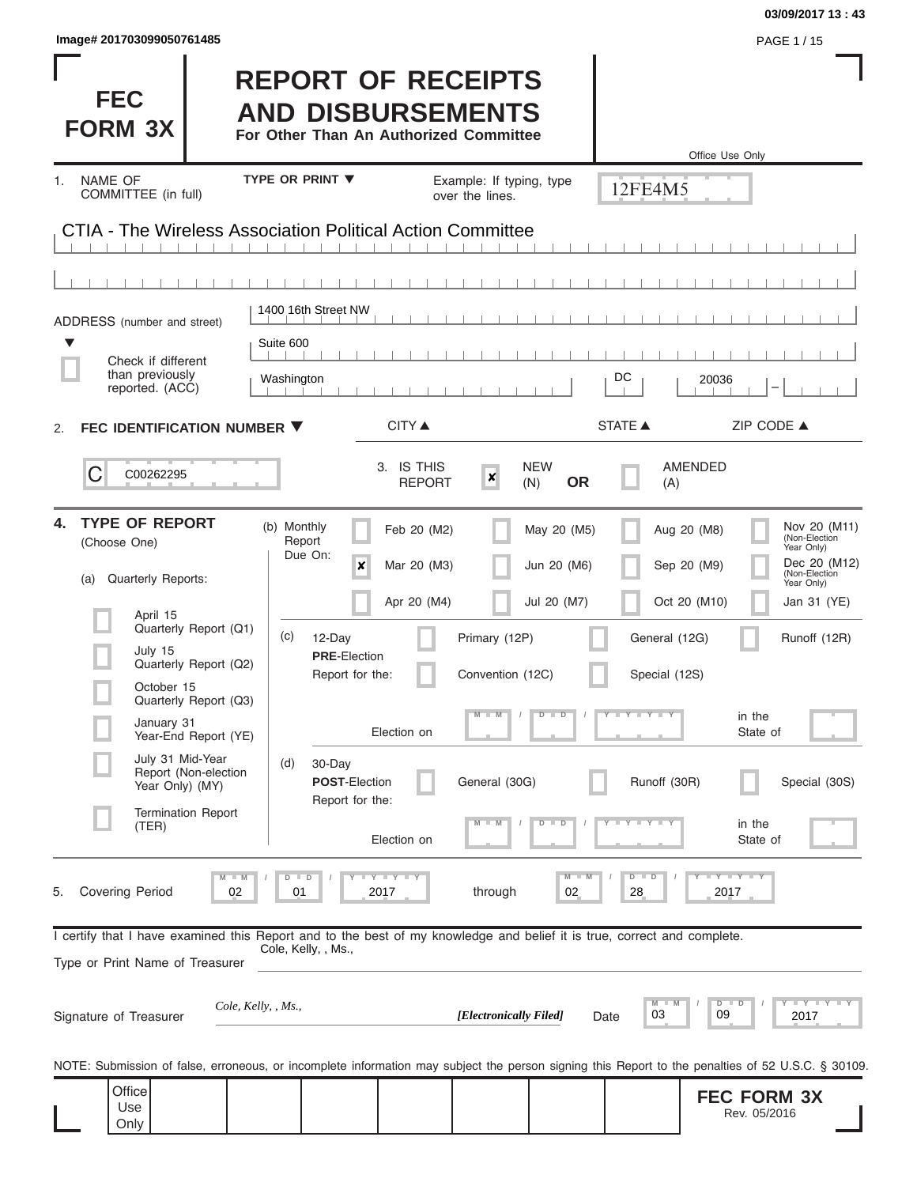Image# 201703099050761485

# FEC FORM 3X

# REPORT OF RECEIPTS AND DISBURSEMENTS

**For Other Than An Authorized Committee**

Office Use Only

12FE4M5

1. NAME OF COMMITTEE (in full) — TYPE OR PRINT ▼ — Example: If typing, type over the lines.

CTIA - The Wireless Association Political Action Committee

ADDRESS (number and street) ▼

1400 16th Street NW

Suite 600

☐ Check if different than previously reported. (ACC)

| CITY ▲ | STATE ▲ | ZIP CODE ▲ |
|---|---|---|
| Washington | DC | 20036 |

2. **FEC IDENTIFICATION NUMBER ▼**

C00262295

3. IS THIS REPORT: ☒ NEW (N) **OR** ☐ AMENDED (A)

4. **TYPE OF REPORT** (Choose One)

(a) Quarterly Reports:

- ☐ April 15 Quarterly Report (Q1)
- ☐ July 15 Quarterly Report (Q2)
- ☐ October 15 Quarterly Report (Q3)
- ☐ January 31 Year-End Report (YE)
- ☐ July 31 Mid-Year Report (Non-election Year Only) (MY)
- ☐ Termination Report (TER)

(b) Monthly Report Due On:

| | | | |
|---|---|---|---|
| ☐ Feb 20 (M2) | ☐ May 20 (M5) | ☐ Aug 20 (M8) | ☐ Nov 20 (M11) (Non-Election Year Only) |
| ☒ Mar 20 (M3) | ☐ Jun 20 (M6) | ☐ Sep 20 (M9) | ☐ Dec 20 (M12) (Non-Election Year Only) |
| ☐ Apr 20 (M4) | ☐ Jul 20 (M7) | ☐ Oct 20 (M10) | ☐ Jan 31 (YE) |

(c) 12-Day **PRE**-Election Report for the: ☐ Primary (12P) ☐ General (12G) ☐ Runoff (12R) ☐ Convention (12C) ☐ Special (12S)

Election on MM / DD / YYYY in the State of

(d) 30-Day **POST**-Election Report for the: ☐ General (30G) ☐ Runoff (30R) ☐ Special (30S)

Election on MM / DD / YYYY in the State of

5. Covering Period 02 / 01 / 2017 through 02 / 28 / 2017

I certify that I have examined this Report and to the best of my knowledge and belief it is true, correct and complete.

Type or Print Name of Treasurer: Cole, Kelly, , Ms.,

Signature of Treasurer: *Cole, Kelly, , Ms.,* ***[Electronically Filed]*** Date 03 / 09 / 2017

NOTE: Submission of false, erroneous, or incomplete information may subject the person signing this Report to the penalties of 52 U.S.C. § 30109.

Office Use Only

**FEC FORM 3X**
Rev. 05/2016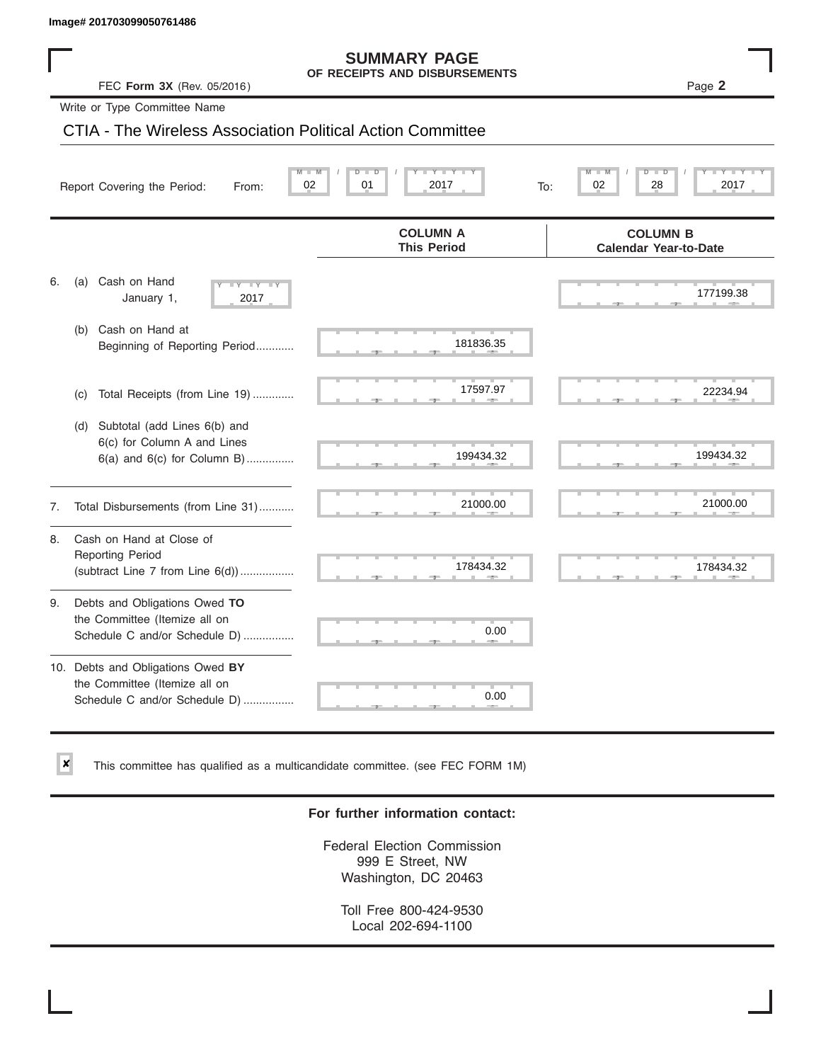Image# 201703099050761486

# SUMMARY PAGE
## OF RECEIPTS AND DISBURSEMENTS

FEC **Form 3X** (Rev. 05/2016) Page **2**

Write or Type Committee Name

CTIA - The Wireless Association Political Action Committee

Report Covering the Period: From: 02 / 01 / 2017 To: 02 / 28 / 2017

| | COLUMN A This Period | COLUMN B Calendar Year-to-Date |
|---|---|---|
| 6. (a) Cash on Hand January 1, 2017 | | 177199.38 |
| (b) Cash on Hand at Beginning of Reporting Period............ | 181836.35 | |
| (c) Total Receipts (from Line 19)............. | 17597.97 | 22234.94 |
| (d) Subtotal (add Lines 6(b) and 6(c) for Column A and Lines 6(a) and 6(c) for Column B)............... | 199434.32 | 199434.32 |
| 7. Total Disbursements (from Line 31)........... | 21000.00 | 21000.00 |
| 8. Cash on Hand at Close of Reporting Period (subtract Line 7 from Line 6(d))................. | 178434.32 | 178434.32 |
| 9. Debts and Obligations Owed **TO** the Committee (Itemize all on Schedule C and/or Schedule D)................ | 0.00 | |
| 10. Debts and Obligations Owed **BY** the Committee (Itemize all on Schedule C and/or Schedule D)................ | 0.00 | |

☒ This committee has qualified as a multicandidate committee. (see FEC FORM 1M)

**For further information contact:**

Federal Election Commission
999 E Street, NW
Washington, DC 20463

Toll Free 800-424-9530
Local 202-694-1100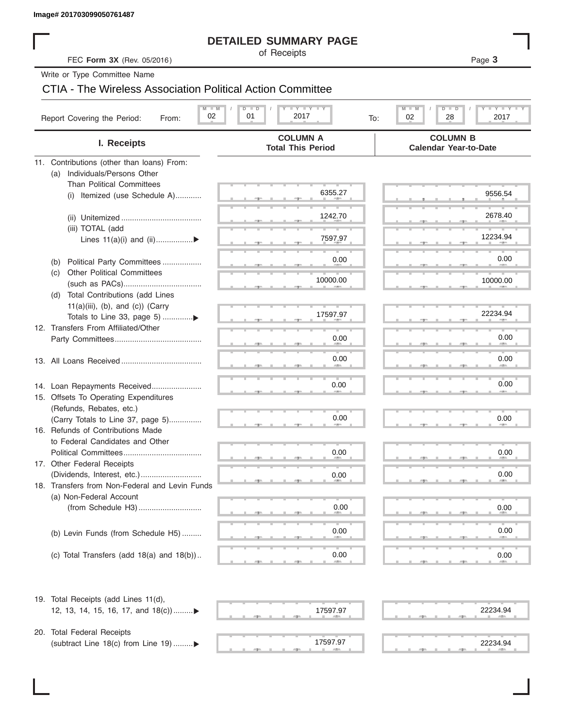Image# 201703099050761487

# DETAILED SUMMARY PAGE

of Receipts

FEC **Form 3X** (Rev. 05/2016)

Write or Type Committee Name

## CTIA - The Wireless Association Political Action Committee

Report Covering the Period: From: 02 / 01 / 2017 To: 02 / 28 / 2017

| I. Receipts | COLUMN A Total This Period | COLUMN B Calendar Year-to-Date |
|---|---|---|
| 11. Contributions (other than loans) From: | | |
| (a) Individuals/Persons Other Than Political Committees | | |
| (i) Itemized (use Schedule A) | 6355.27 | 9556.54 |
| (ii) Unitemized | 1242.70 | 2678.40 |
| (iii) TOTAL (add Lines 11(a)(i) and (ii) ▶ | 7597.97 | 12234.94 |
| (b) Political Party Committees | 0.00 | 0.00 |
| (c) Other Political Committees (such as PACs) | 10000.00 | 10000.00 |
| (d) Total Contributions (add Lines 11(a)(iii), (b), and (c)) (Carry Totals to Line 33, page 5) ▶ | 17597.97 | 22234.94 |
| 12. Transfers From Affiliated/Other Party Committees | 0.00 | 0.00 |
| 13. All Loans Received | 0.00 | 0.00 |
| 14. Loan Repayments Received | 0.00 | 0.00 |
| 15. Offsets To Operating Expenditures (Refunds, Rebates, etc.) (Carry Totals to Line 37, page 5) | 0.00 | 0.00 |
| 16. Refunds of Contributions Made to Federal Candidates and Other Political Committees | 0.00 | 0.00 |
| 17. Other Federal Receipts (Dividends, Interest, etc.) | 0.00 | 0.00 |
| 18. Transfers from Non-Federal and Levin Funds | | |
| (a) Non-Federal Account (from Schedule H3) | 0.00 | 0.00 |
| (b) Levin Funds (from Schedule H5) | 0.00 | 0.00 |
| (c) Total Transfers (add 18(a) and 18(b)) | 0.00 | 0.00 |
| 19. Total Receipts (add Lines 11(d), 12, 13, 14, 15, 16, 17, and 18(c)) ▶ | 17597.97 | 22234.94 |
| 20. Total Federal Receipts (subtract Line 18(c) from Line 19) ▶ | 17597.97 | 22234.94 |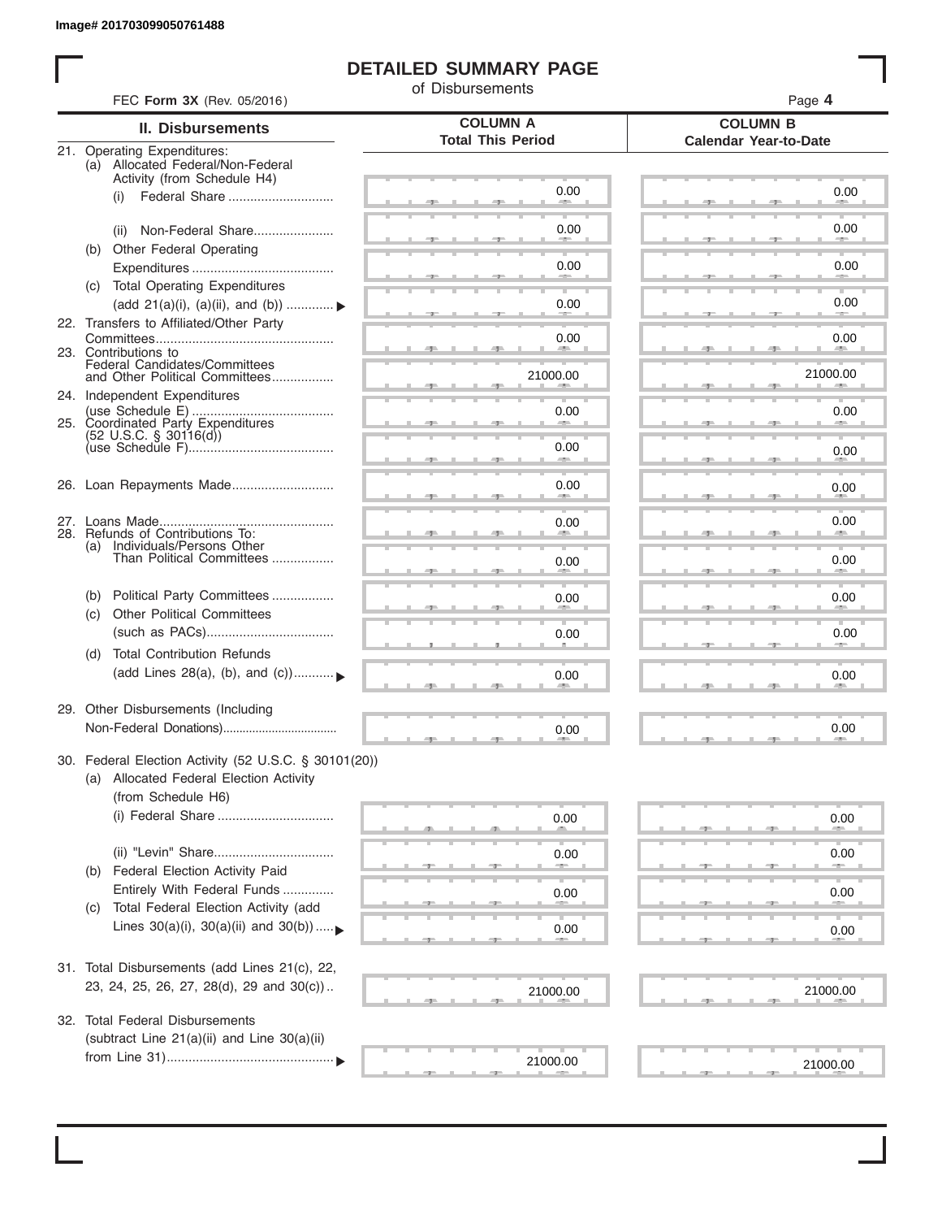Image# 201703099050761488

# DETAILED SUMMARY PAGE

of Disbursements

FEC **Form 3X** (Rev. 05/2016)

| II. Disbursements | COLUMN A Total This Period | COLUMN B Calendar Year-to-Date |
|---|---|---|
| 21. Operating Expenditures: | | |
| (a) Allocated Federal/Non-Federal Activity (from Schedule H4) | | |
| (i) Federal Share | 0.00 | 0.00 |
| (ii) Non-Federal Share | 0.00 | 0.00 |
| (b) Other Federal Operating Expenditures | 0.00 | 0.00 |
| (c) Total Operating Expenditures (add 21(a)(i), (a)(ii), and (b)) ▶ | 0.00 | 0.00 |
| 22. Transfers to Affiliated/Other Party Committees | 0.00 | 0.00 |
| 23. Contributions to Federal Candidates/Committees and Other Political Committees | 21000.00 | 21000.00 |
| 24. Independent Expenditures (use Schedule E) | 0.00 | 0.00 |
| 25. Coordinated Party Expenditures (52 U.S.C. § 30116(d)) (use Schedule F) | 0.00 | 0.00 |
| 26. Loan Repayments Made | 0.00 | 0.00 |
| 27. Loans Made | 0.00 | 0.00 |
| 28. Refunds of Contributions To: | | |
| (a) Individuals/Persons Other Than Political Committees | 0.00 | 0.00 |
| (b) Political Party Committees | 0.00 | 0.00 |
| (c) Other Political Committees (such as PACs) | 0.00 | 0.00 |
| (d) Total Contribution Refunds (add Lines 28(a), (b), and (c)) ▶ | 0.00 | 0.00 |
| 29. Other Disbursements (Including Non-Federal Donations) | 0.00 | 0.00 |
| 30. Federal Election Activity (52 U.S.C. § 30101(20)) | | |
| (a) Allocated Federal Election Activity (from Schedule H6) | | |
| (i) Federal Share | 0.00 | 0.00 |
| (ii) "Levin" Share | 0.00 | 0.00 |
| (b) Federal Election Activity Paid Entirely With Federal Funds | 0.00 | 0.00 |
| (c) Total Federal Election Activity (add Lines 30(a)(i), 30(a)(ii) and 30(b)) ▶ | 0.00 | 0.00 |
| 31. Total Disbursements (add Lines 21(c), 22, 23, 24, 25, 26, 27, 28(d), 29 and 30(c)) | 21000.00 | 21000.00 |
| 32. Total Federal Disbursements (subtract Line 21(a)(ii) and Line 30(a)(ii) from Line 31) ▶ | 21000.00 | 21000.00 |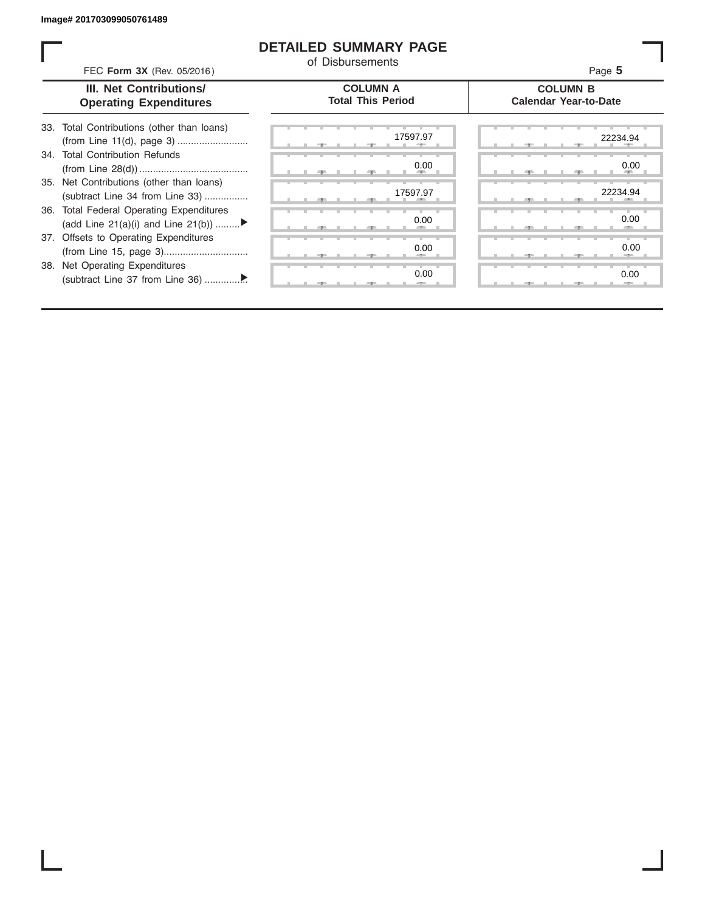Image# 201703099050761489

# DETAILED SUMMARY PAGE

of Disbursements

FEC **Form 3X** (Rev. 05/2016)

Page **5**

| III. Net Contributions/ Operating Expenditures | COLUMN A Total This Period | COLUMN B Calendar Year-to-Date |
|---|---|---|
| 33. Total Contributions (other than loans) (from Line 11(d), page 3) .......................... | 17597.97 | 22234.94 |
| 34. Total Contribution Refunds (from Line 28(d)) ........................................ | 0.00 | 0.00 |
| 35. Net Contributions (other than loans) (subtract Line 34 from Line 33) ................ | 17597.97 | 22234.94 |
| 36. Total Federal Operating Expenditures (add Line 21(a)(i) and Line 21(b)) .........▶ | 0.00 | 0.00 |
| 37. Offsets to Operating Expenditures (from Line 15, page 3)............................... | 0.00 | 0.00 |
| 38. Net Operating Expenditures (subtract Line 37 from Line 36) ...............▶ | 0.00 | 0.00 |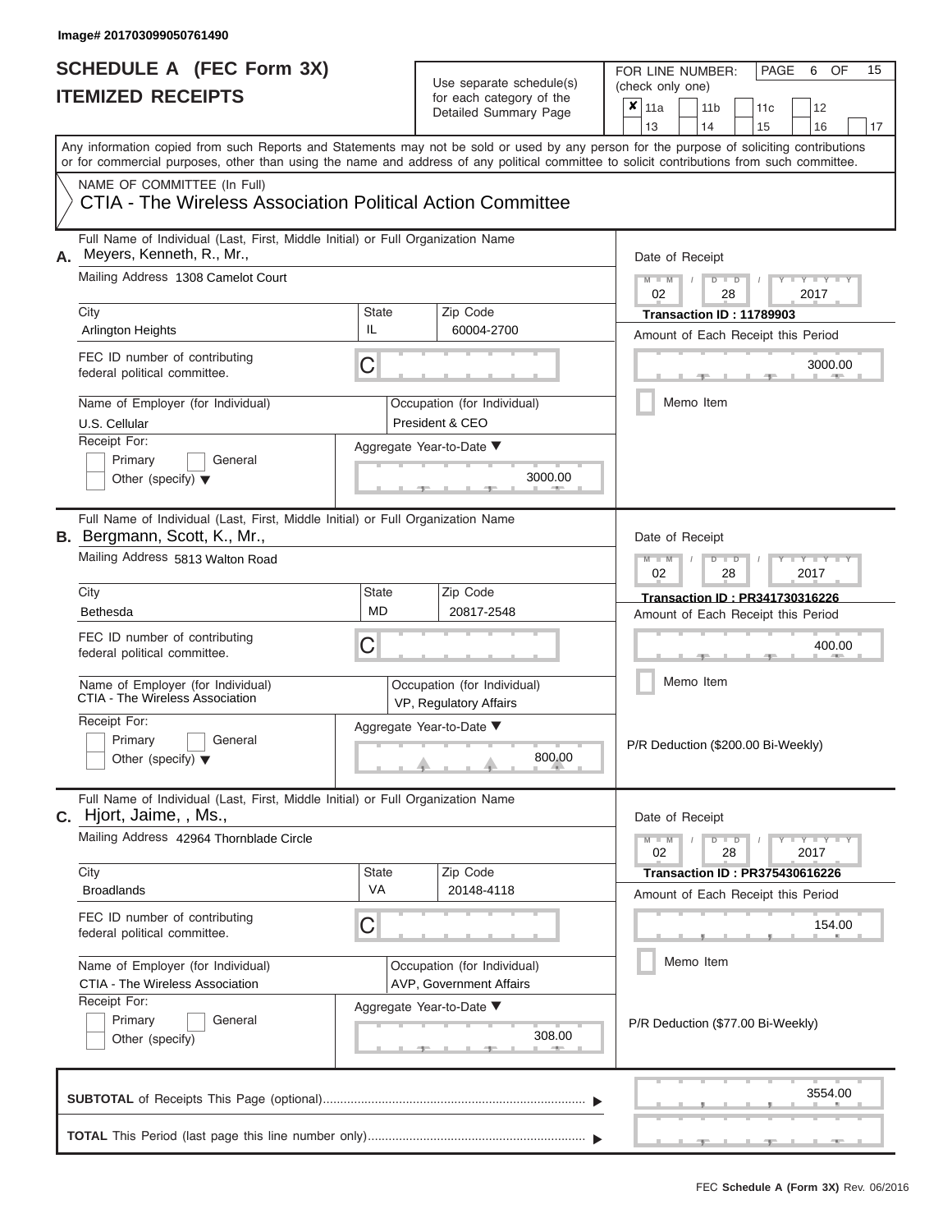Image# 201703099050761490

# SCHEDULE A (FEC Form 3X)
# ITEMIZED RECEIPTS

Use separate schedule(s) for each category of the Detailed Summary Page

FOR LINE NUMBER: (check only one)

PAGE 6 OF 15

| | | | | | | | | | |
|---|---|---|---|---|---|---|---|---|---|
| ✘ | 11a | | 11b | | 11c | | 12 | | |
| | 13 | | 14 | | 15 | | 16 | | 17 |

Any information copied from such Reports and Statements may not be sold or used by any person for the purpose of soliciting contributions or for commercial purposes, other than using the name and address of any political committee to solicit contributions from such committee.

NAME OF COMMITTEE (In Full)
CTIA - The Wireless Association Political Action Committee

---

**A.** Full Name of Individual (Last, First, Middle Initial) or Full Organization Name
Meyers, Kenneth, R., Mr.,

Mailing Address 1308 Camelot Court

| City | State | Zip Code |
|---|---|---|
| Arlington Heights | IL | 60004-2700 |

FEC ID number of contributing federal political committee. C

Name of Employer (for Individual): U.S. Cellular
Occupation (for Individual): President & CEO

Receipt For: Primary / General / Other (specify)

Aggregate Year-to-Date: 3000.00

Date of Receipt: 02 / 28 / 2017
Transaction ID : 11789903
Amount of Each Receipt this Period: 3000.00
Memo Item

---

**B.** Full Name of Individual (Last, First, Middle Initial) or Full Organization Name
Bergmann, Scott, K., Mr.,

Mailing Address 5813 Walton Road

| City | State | Zip Code |
|---|---|---|
| Bethesda | MD | 20817-2548 |

FEC ID number of contributing federal political committee. C

Name of Employer (for Individual): CTIA - The Wireless Association
Occupation (for Individual): VP, Regulatory Affairs

Receipt For: Primary / General / Other (specify)

Aggregate Year-to-Date: 800.00

Date of Receipt: 02 / 28 / 2017
Transaction ID : PR341730316226
Amount of Each Receipt this Period: 400.00
Memo Item

P/R Deduction ($200.00 Bi-Weekly)

---

**C.** Full Name of Individual (Last, First, Middle Initial) or Full Organization Name
Hjort, Jaime, , Ms.,

Mailing Address 42964 Thornblade Circle

| City | State | Zip Code |
|---|---|---|
| Broadlands | VA | 20148-4118 |

FEC ID number of contributing federal political committee. C

Name of Employer (for Individual): CTIA - The Wireless Association
Occupation (for Individual): AVP, Government Affairs

Receipt For: Primary / General / Other (specify)

Aggregate Year-to-Date: 308.00

Date of Receipt: 02 / 28 / 2017
Transaction ID : PR375430616226
Amount of Each Receipt this Period: 154.00
Memo Item

P/R Deduction ($77.00 Bi-Weekly)

---

**SUBTOTAL** of Receipts This Page (optional): 3554.00

**TOTAL** This Period (last page this line number only):

FEC **Schedule A (Form 3X)** Rev. 06/2016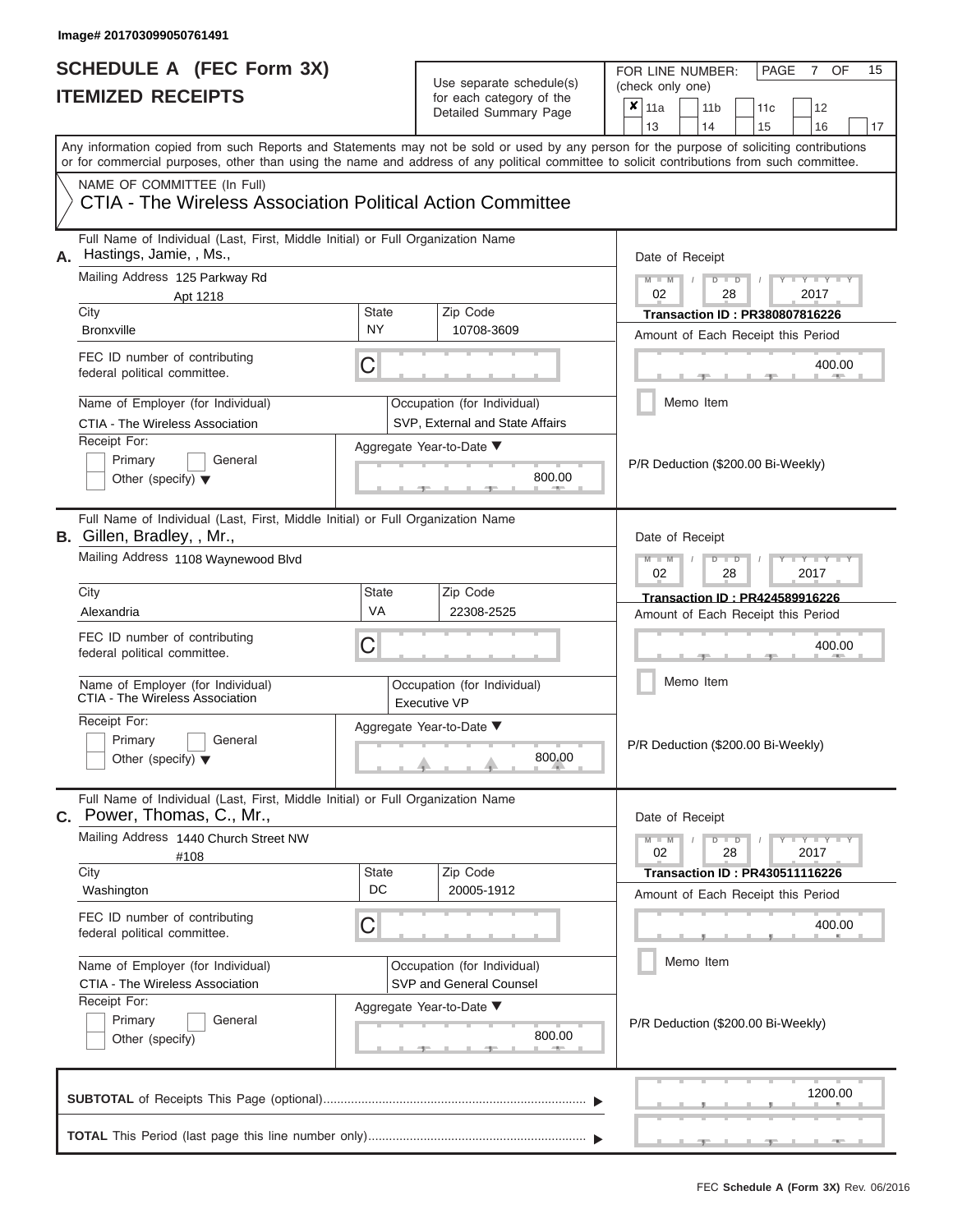Image# 201703099050761491

# SCHEDULE A (FEC Form 3X)
## ITEMIZED RECEIPTS

Use separate schedule(s) for each category of the Detailed Summary Page

FOR LINE NUMBER: (check only one)

- [x] 11a
- [ ] 11b
- [ ] 11c
- [ ] 12
- [ ] 13
- [ ] 14
- [ ] 15
- [ ] 16
- [ ] 17

PAGE 7 OF 15

Any information copied from such Reports and Statements may not be sold or used by any person for the purpose of soliciting contributions or for commercial purposes, other than using the name and address of any political committee to solicit contributions from such committee.

NAME OF COMMITTEE (In Full)
CTIA - The Wireless Association Political Action Committee

---

**A.** Full Name of Individual (Last, First, Middle Initial) or Full Organization Name: Hastings, Jamie, , Ms.,

Mailing Address: 125 Parkway Rd, Apt 1218

City: Bronxville | State: NY | Zip Code: 10708-3609

FEC ID number of contributing federal political committee: C

Name of Employer (for Individual): CTIA - The Wireless Association

Occupation (for Individual): SVP, External and State Affairs

Receipt For: Primary / General / Other (specify)

Aggregate Year-to-Date: 800.00

Date of Receipt: 02 / 28 / 2017

Transaction ID : PR380807816226

Amount of Each Receipt this Period: 400.00

Memo Item

P/R Deduction ($200.00 Bi-Weekly)

---

**B.** Full Name of Individual (Last, First, Middle Initial) or Full Organization Name: Gillen, Bradley, , Mr.,

Mailing Address: 1108 Waynewood Blvd

City: Alexandria | State: VA | Zip Code: 22308-2525

FEC ID number of contributing federal political committee: C

Name of Employer (for Individual): CTIA - The Wireless Association

Occupation (for Individual): Executive VP

Receipt For: Primary / General / Other (specify)

Aggregate Year-to-Date: 800.00

Date of Receipt: 02 / 28 / 2017

Transaction ID : PR424589916226

Amount of Each Receipt this Period: 400.00

Memo Item

P/R Deduction ($200.00 Bi-Weekly)

---

**C.** Full Name of Individual (Last, First, Middle Initial) or Full Organization Name: Power, Thomas, C., Mr.,

Mailing Address: 1440 Church Street NW, #108

City: Washington | State: DC | Zip Code: 20005-1912

FEC ID number of contributing federal political committee: C

Name of Employer (for Individual): CTIA - The Wireless Association

Occupation (for Individual): SVP and General Counsel

Receipt For: Primary / General / Other (specify)

Aggregate Year-to-Date: 800.00

Date of Receipt: 02 / 28 / 2017

Transaction ID : PR430511116226

Amount of Each Receipt this Period: 400.00

Memo Item

P/R Deduction ($200.00 Bi-Weekly)

---

**SUBTOTAL** of Receipts This Page (optional): 1200.00

**TOTAL** This Period (last page this line number only):

FEC **Schedule A (Form 3X)** Rev. 06/2016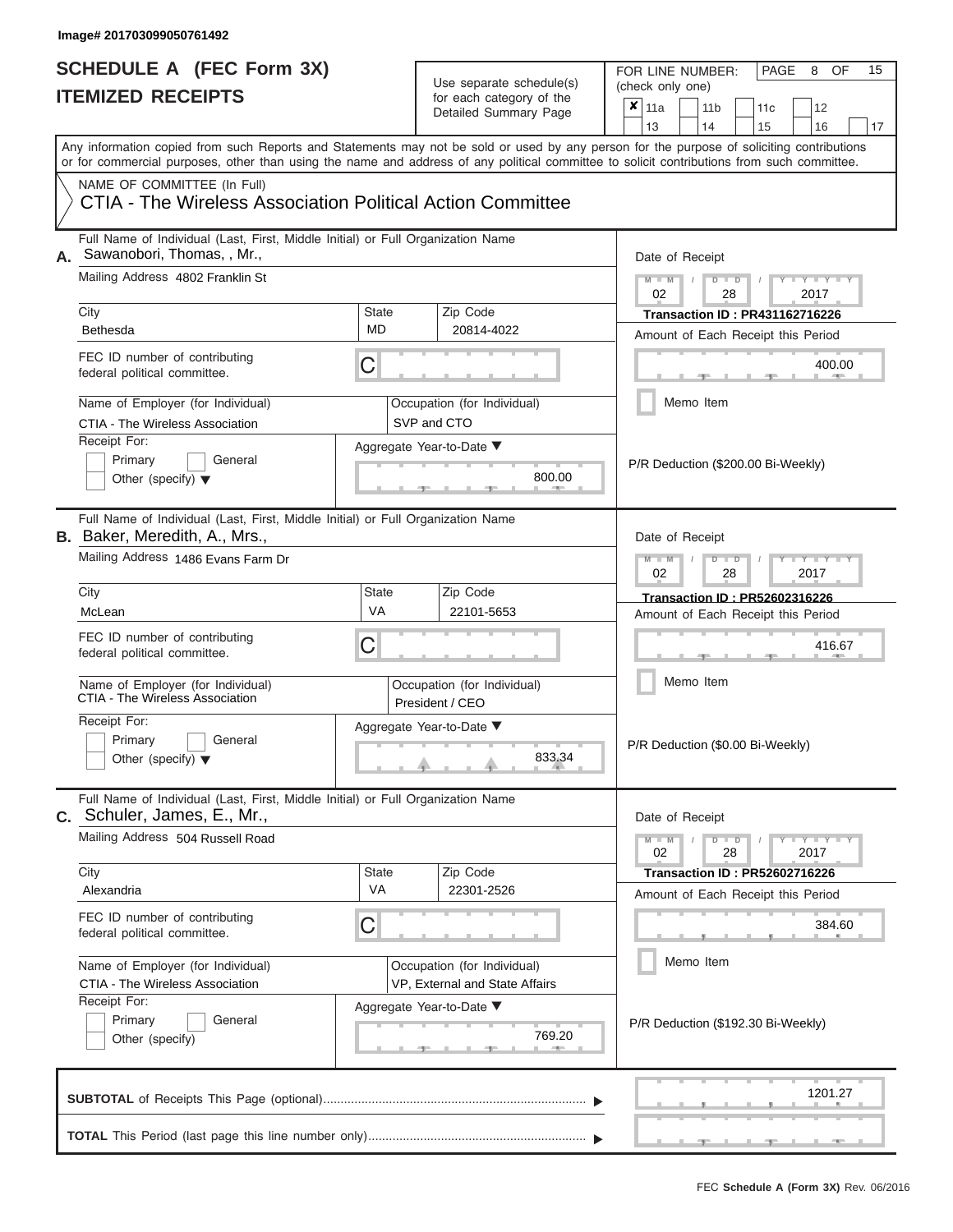Image# 201703099050761492

# SCHEDULE A (FEC Form 3X)
## ITEMIZED RECEIPTS

Use separate schedule(s) for each category of the Detailed Summary Page

FOR LINE NUMBER: (check only one)

- [x] 11a
- [ ] 11b
- [ ] 11c
- [ ] 12
- [ ] 13
- [ ] 14
- [ ] 15
- [ ] 16
- [ ] 17

PAGE 8 OF 15

Any information copied from such Reports and Statements may not be sold or used by any person for the purpose of soliciting contributions or for commercial purposes, other than using the name and address of any political committee to solicit contributions from such committee.

NAME OF COMMITTEE (In Full)
CTIA - The Wireless Association Political Action Committee

---

**A.** Full Name of Individual (Last, First, Middle Initial) or Full Organization Name: Sawanobori, Thomas, , Mr.

Mailing Address: 4802 Franklin St

City: Bethesda | State: MD | Zip Code: 20814-4022

FEC ID number of contributing federal political committee: C

Name of Employer (for Individual): CTIA - The Wireless Association

Occupation (for Individual): SVP and CTO

Receipt For: Primary / General / Other (specify)

Aggregate Year-to-Date: 800.00

Date of Receipt: 02 / 28 / 2017

Transaction ID : PR431162716226

Amount of Each Receipt this Period: 400.00

Memo Item

P/R Deduction ($200.00 Bi-Weekly)

---

**B.** Full Name of Individual (Last, First, Middle Initial) or Full Organization Name: Baker, Meredith, A., Mrs.,

Mailing Address: 1486 Evans Farm Dr

City: McLean | State: VA | Zip Code: 22101-5653

FEC ID number of contributing federal political committee: C

Name of Employer (for Individual): CTIA - The Wireless Association

Occupation (for Individual): President / CEO

Receipt For: Primary / General / Other (specify)

Aggregate Year-to-Date: 833.34

Date of Receipt: 02 / 28 / 2017

Transaction ID : PR52602316226

Amount of Each Receipt this Period: 416.67

Memo Item

P/R Deduction ($0.00 Bi-Weekly)

---

**C.** Full Name of Individual (Last, First, Middle Initial) or Full Organization Name: Schuler, James, E., Mr.,

Mailing Address: 504 Russell Road

City: Alexandria | State: VA | Zip Code: 22301-2526

FEC ID number of contributing federal political committee: C

Name of Employer (for Individual): CTIA - The Wireless Association

Occupation (for Individual): VP, External and State Affairs

Receipt For: Primary / General / Other (specify)

Aggregate Year-to-Date: 769.20

Date of Receipt: 02 / 28 / 2017

Transaction ID : PR52602716226

Amount of Each Receipt this Period: 384.60

Memo Item

P/R Deduction ($192.30 Bi-Weekly)

---

**SUBTOTAL** of Receipts This Page (optional): 1201.27

**TOTAL** This Period (last page this line number only):

FEC **Schedule A (Form 3X)** Rev. 06/2016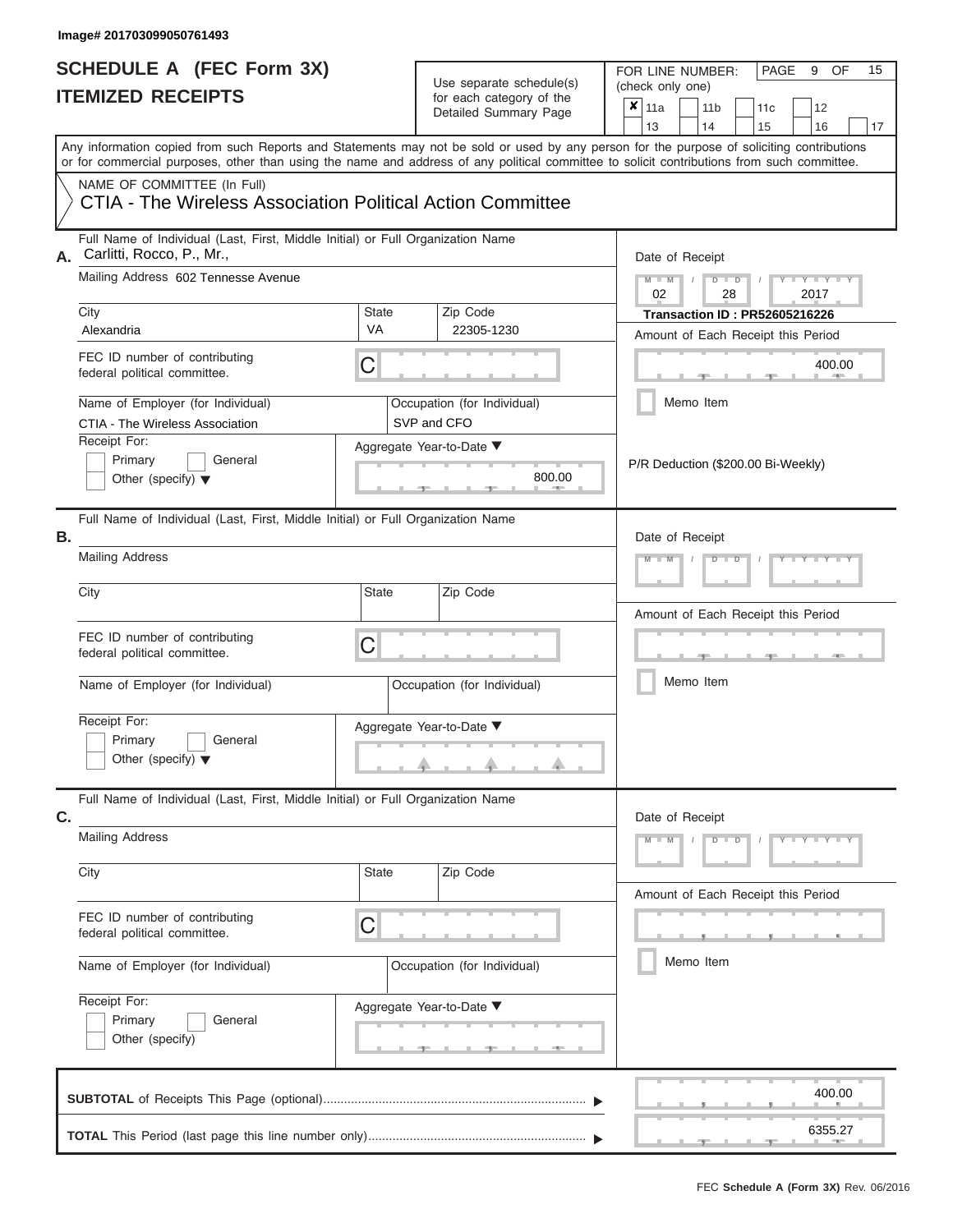Image# 201703099050761493

# SCHEDULE A (FEC Form 3X)
## ITEMIZED RECEIPTS

Use separate schedule(s) for each category of the Detailed Summary Page

FOR LINE NUMBER: (check only one)

- [x] 11a
- [ ] 11b
- [ ] 11c
- [ ] 12
- [ ] 13
- [ ] 14
- [ ] 15
- [ ] 16
- [ ] 17

Any information copied from such Reports and Statements may not be sold or used by any person for the purpose of soliciting contributions or for commercial purposes, other than using the name and address of any political committee to solicit contributions from such committee.

NAME OF COMMITTEE (In Full)

CTIA - The Wireless Association Political Action Committee

---

**A.** Full Name of Individual (Last, First, Middle Initial) or Full Organization Name: Carlitti, Rocco, P., Mr.,

Mailing Address: 602 Tennesse Avenue

City: Alexandria | State: VA | Zip Code: 22305-1230

FEC ID number of contributing federal political committee: C

Name of Employer (for Individual): CTIA - The Wireless Association

Occupation (for Individual): SVP and CFO

Receipt For: Primary / General / Other (specify)

Aggregate Year-to-Date: 800.00

Date of Receipt: 02 / 28 / 2017

**Transaction ID : PR52605216226**

Amount of Each Receipt this Period: 400.00

Memo Item

P/R Deduction ($200.00 Bi-Weekly)

---

**B.** Full Name of Individual (Last, First, Middle Initial) or Full Organization Name:

Mailing Address:

City: | State: | Zip Code:

FEC ID number of contributing federal political committee: C

Name of Employer (for Individual): | Occupation (for Individual):

Receipt For: Primary / General / Other (specify)

Aggregate Year-to-Date:

Date of Receipt:

Amount of Each Receipt this Period:

Memo Item

---

**C.** Full Name of Individual (Last, First, Middle Initial) or Full Organization Name:

Mailing Address:

City: | State: | Zip Code:

FEC ID number of contributing federal political committee: C

Name of Employer (for Individual): | Occupation (for Individual):

Receipt For: Primary / General / Other (specify)

Aggregate Year-to-Date:

Date of Receipt:

Amount of Each Receipt this Period:

Memo Item

---

**SUBTOTAL** of Receipts This Page (optional): 400.00

**TOTAL** This Period (last page this line number only): 6355.27

FEC **Schedule A (Form 3X)** Rev. 06/2016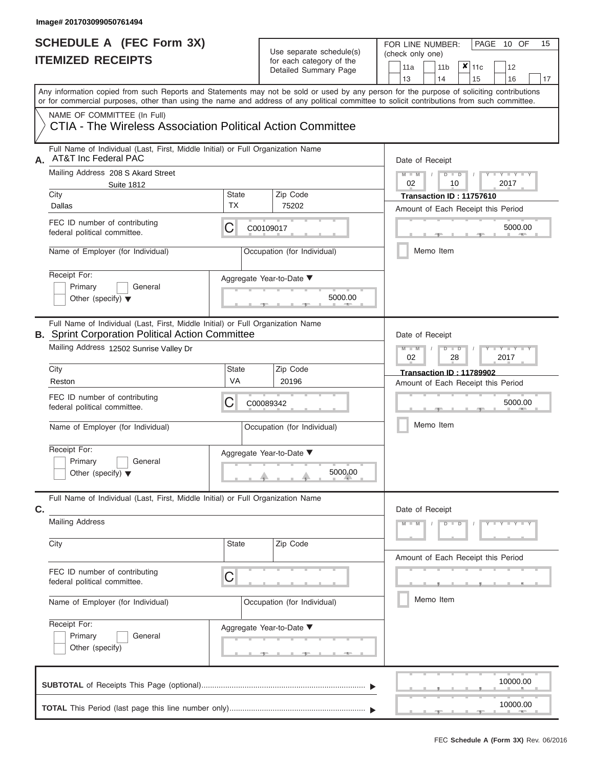Image# 201703099050761494

# SCHEDULE A (FEC Form 3X)
## ITEMIZED RECEIPTS

Use separate schedule(s) for each category of the Detailed Summary Page

FOR LINE NUMBER: (check only one)

| | | | | |
|---|---|---|---|---|
| 11a | 11b | **X** 11c | 12 | |
| 13 | 14 | 15 | 16 | 17 |

Any information copied from such Reports and Statements may not be sold or used by any person for the purpose of soliciting contributions or for commercial purposes, other than using the name and address of any political committee to solicit contributions from such committee.

NAME OF COMMITTEE (In Full)
CTIA - The Wireless Association Political Action Committee

---

**A.** Full Name of Individual (Last, First, Middle Initial) or Full Organization Name: AT&T Inc Federal PAC

Mailing Address: 208 S Akard Street, Suite 1812
City: Dallas
State: TX
Zip Code: 75202

FEC ID number of contributing federal political committee: C00109017

Name of Employer (for Individual):
Occupation (for Individual):

Receipt For: Primary / General / Other (specify)

Aggregate Year-to-Date: 5000.00

Date of Receipt: 02 / 10 / 2017
Transaction ID : 11757610
Amount of Each Receipt this Period: 5000.00
Memo Item

---

**B.** Full Name of Individual (Last, First, Middle Initial) or Full Organization Name: Sprint Corporation Political Action Committee

Mailing Address: 12502 Sunrise Valley Dr
City: Reston
State: VA
Zip Code: 20196

FEC ID number of contributing federal political committee: C00089342

Name of Employer (for Individual):
Occupation (for Individual):

Receipt For: Primary / General / Other (specify)

Aggregate Year-to-Date: 5000.00

Date of Receipt: 02 / 28 / 2017
Transaction ID : 11789902
Amount of Each Receipt this Period: 5000.00
Memo Item

---

**C.** Full Name of Individual (Last, First, Middle Initial) or Full Organization Name:

Mailing Address:
City:
State:
Zip Code:

FEC ID number of contributing federal political committee: C

Name of Employer (for Individual):
Occupation (for Individual):

Receipt For: Primary / General / Other (specify)

Aggregate Year-to-Date:

Date of Receipt:
Amount of Each Receipt this Period:
Memo Item

---

**SUBTOTAL** of Receipts This Page (optional): 10000.00

**TOTAL** This Period (last page this line number only): 10000.00

FEC **Schedule A (Form 3X)** Rev. 06/2016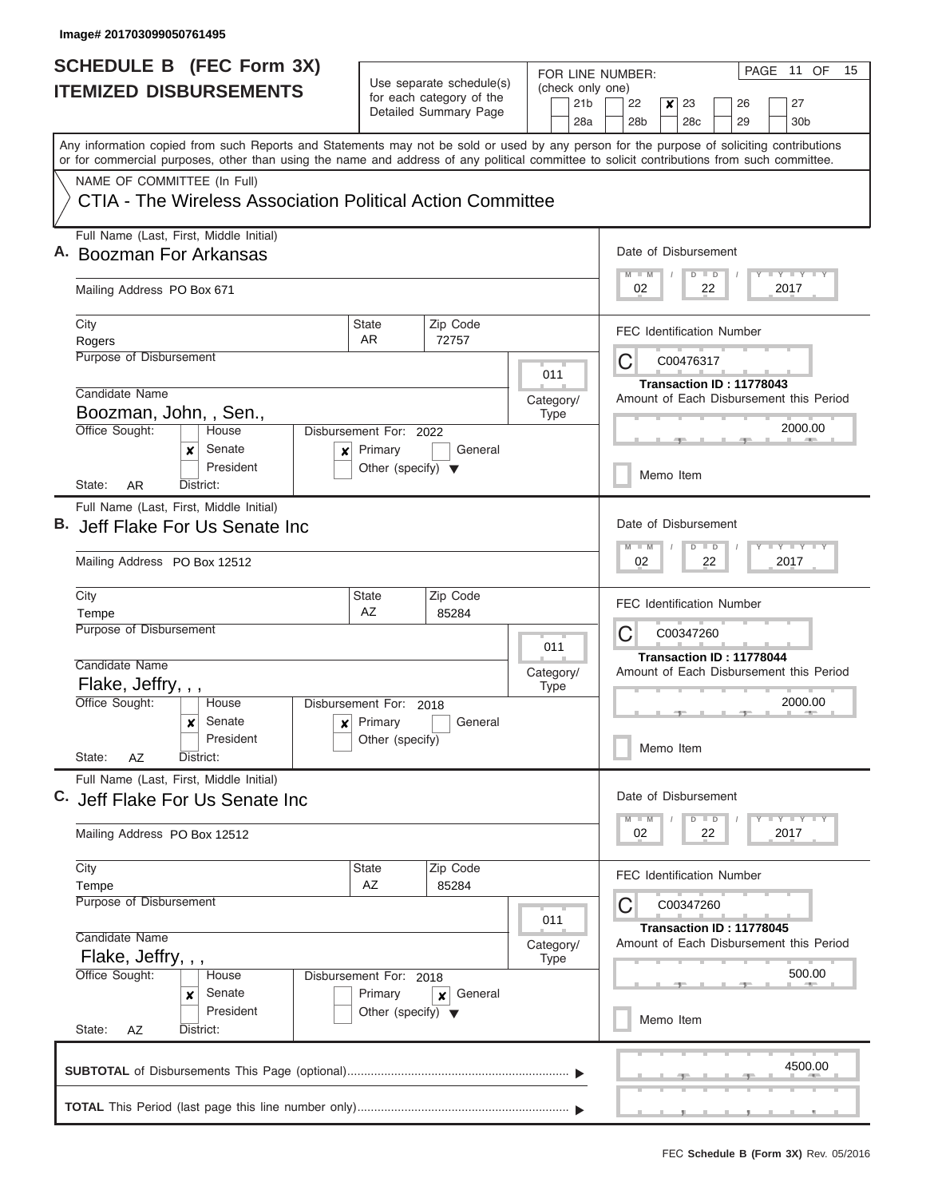Image# 201703099050761495

# SCHEDULE B (FEC Form 3X)
## ITEMIZED DISBURSEMENTS

Use separate schedule(s) for each category of the Detailed Summary Page

FOR LINE NUMBER: (check only one)

- [ ] 21b
- [ ] 22
- [x] 23
- [ ] 26
- [ ] 27
- [ ] 28a
- [ ] 28b
- [ ] 28c
- [ ] 29
- [ ] 30b

PAGE 11 OF 15

Any information copied from such Reports and Statements may not be sold or used by any person for the purpose of soliciting contributions or for commercial purposes, other than using the name and address of any political committee to solicit contributions from such committee.

NAME OF COMMITTEE (In Full)

CTIA - The Wireless Association Political Action Committee

---

**A.** Full Name (Last, First, Middle Initial): Boozman For Arkansas

Mailing Address: PO Box 671

City: Rogers | State: AR | Zip Code: 72757

Purpose of Disbursement:

Category/Type: 011

Candidate Name: Boozman, John, , Sen.,

Office Sought: [ ] House [x] Senate [ ] President

State: AR District:

Disbursement For: 2022 [x] Primary [ ] General [ ] Other (specify)

Date of Disbursement: 02 / 22 / 2017

FEC Identification Number: C00476317

Transaction ID : 11778043

Amount of Each Disbursement this Period: 2000.00

[ ] Memo Item

---

**B.** Full Name (Last, First, Middle Initial): Jeff Flake For Us Senate Inc

Mailing Address: PO Box 12512

City: Tempe | State: AZ | Zip Code: 85284

Purpose of Disbursement:

Category/Type: 011

Candidate Name: Flake, Jeffry, , ,

Office Sought: [ ] House [x] Senate [ ] President

State: AZ District:

Disbursement For: 2018 [x] Primary [ ] General [ ] Other (specify)

Date of Disbursement: 02 / 22 / 2017

FEC Identification Number: C00347260

Transaction ID : 11778044

Amount of Each Disbursement this Period: 2000.00

[ ] Memo Item

---

**C.** Full Name (Last, First, Middle Initial): Jeff Flake For Us Senate Inc

Mailing Address: PO Box 12512

City: Tempe | State: AZ | Zip Code: 85284

Purpose of Disbursement:

Category/Type: 011

Candidate Name: Flake, Jeffry, , ,

Office Sought: [ ] House [x] Senate [ ] President

State: AZ District:

Disbursement For: 2018 [ ] Primary [x] General [ ] Other (specify)

Date of Disbursement: 02 / 22 / 2017

FEC Identification Number: C00347260

Transaction ID : 11778045

Amount of Each Disbursement this Period: 500.00

[ ] Memo Item

---

**SUBTOTAL** of Disbursements This Page (optional): 4500.00

**TOTAL** This Period (last page this line number only):

FEC **Schedule B (Form 3X)** Rev. 05/2016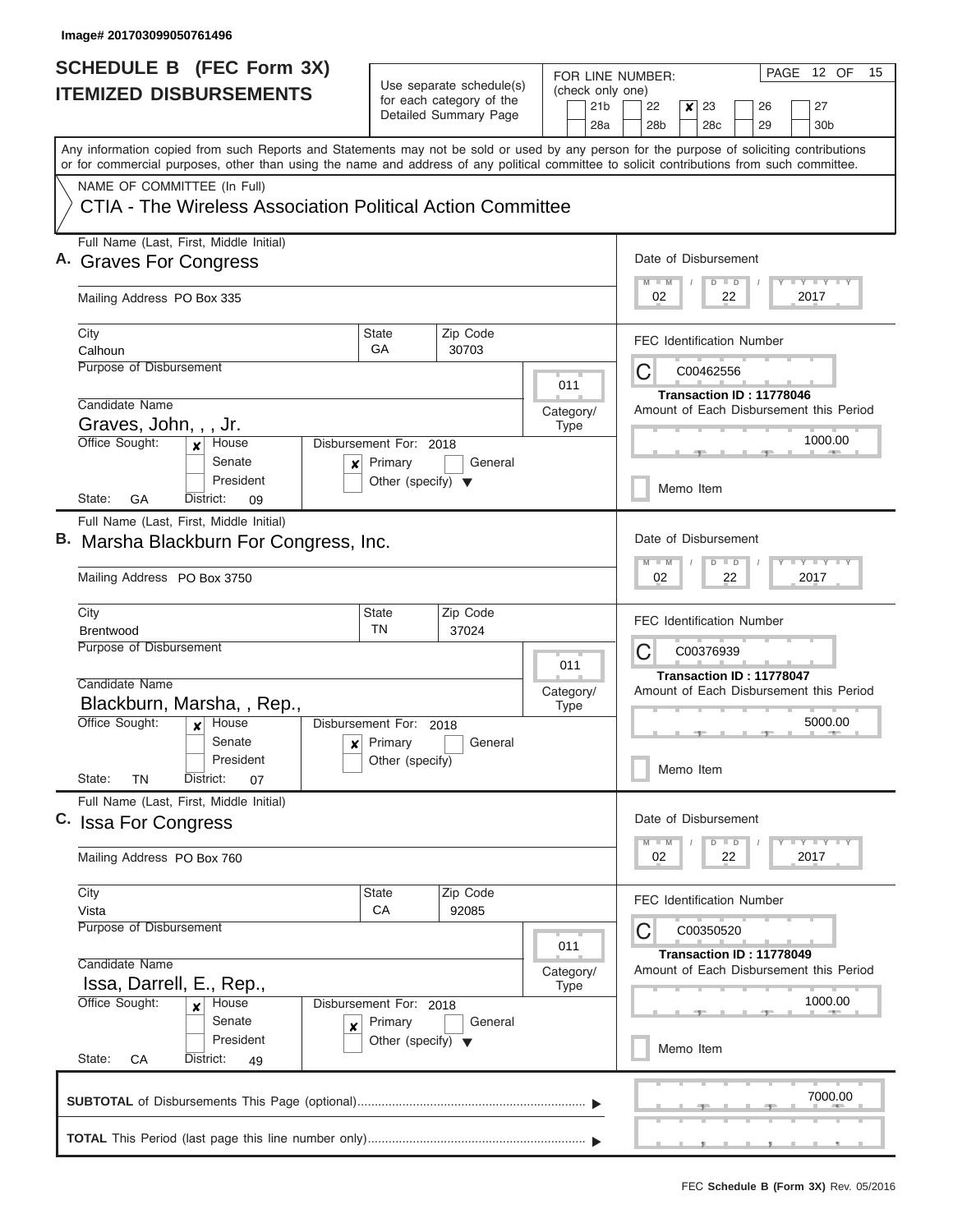Image# 201703099050761496

# SCHEDULE B (FEC Form 3X)
## ITEMIZED DISBURSEMENTS

Use separate schedule(s) for each category of the Detailed Summary Page

FOR LINE NUMBER: (check only one)
21b | 22 | **[x] 23** | 26 | 27
28a | 28b | 28c | 29 | 30b

PAGE 12 OF 15

Any information copied from such Reports and Statements may not be sold or used by any person for the purpose of soliciting contributions or for commercial purposes, other than using the name and address of any political committee to solicit contributions from such committee.

NAME OF COMMITTEE (In Full)
CTIA - The Wireless Association Political Action Committee

---

**A.** Full Name (Last, First, Middle Initial): Graves For Congress

Mailing Address: PO Box 335

City: Calhoun | State: GA | Zip Code: 30703

Purpose of Disbursement:

Category/Type: 011

Candidate Name: Graves, John, , , Jr.

Office Sought: [x] House [ ] Senate [ ] President

State: GA District: 09

Disbursement For: 2018 [x] Primary [ ] General [ ] Other (specify)

Date of Disbursement: 02 / 22 / 2017

FEC Identification Number: C00462556

Transaction ID : 11778046

Amount of Each Disbursement this Period: 1000.00

[ ] Memo Item

---

**B.** Full Name (Last, First, Middle Initial): Marsha Blackburn For Congress, Inc.

Mailing Address: PO Box 3750

City: Brentwood | State: TN | Zip Code: 37024

Purpose of Disbursement:

Category/Type: 011

Candidate Name: Blackburn, Marsha, , Rep.,

Office Sought: [x] House [ ] Senate [ ] President

State: TN District: 07

Disbursement For: 2018 [x] Primary [ ] General [ ] Other (specify)

Date of Disbursement: 02 / 22 / 2017

FEC Identification Number: C00376939

Transaction ID : 11778047

Amount of Each Disbursement this Period: 5000.00

[ ] Memo Item

---

**C.** Full Name (Last, First, Middle Initial): Issa For Congress

Mailing Address: PO Box 760

City: Vista | State: CA | Zip Code: 92085

Purpose of Disbursement:

Category/Type: 011

Candidate Name: Issa, Darrell, E., Rep.,

Office Sought: [x] House [ ] Senate [ ] President

State: CA District: 49

Disbursement For: 2018 [x] Primary [ ] General [ ] Other (specify)

Date of Disbursement: 02 / 22 / 2017

FEC Identification Number: C00350520

Transaction ID : 11778049

Amount of Each Disbursement this Period: 1000.00

[ ] Memo Item

---

**SUBTOTAL** of Disbursements This Page (optional): 7000.00

**TOTAL** This Period (last page this line number only):

FEC **Schedule B (Form 3X)** Rev. 05/2016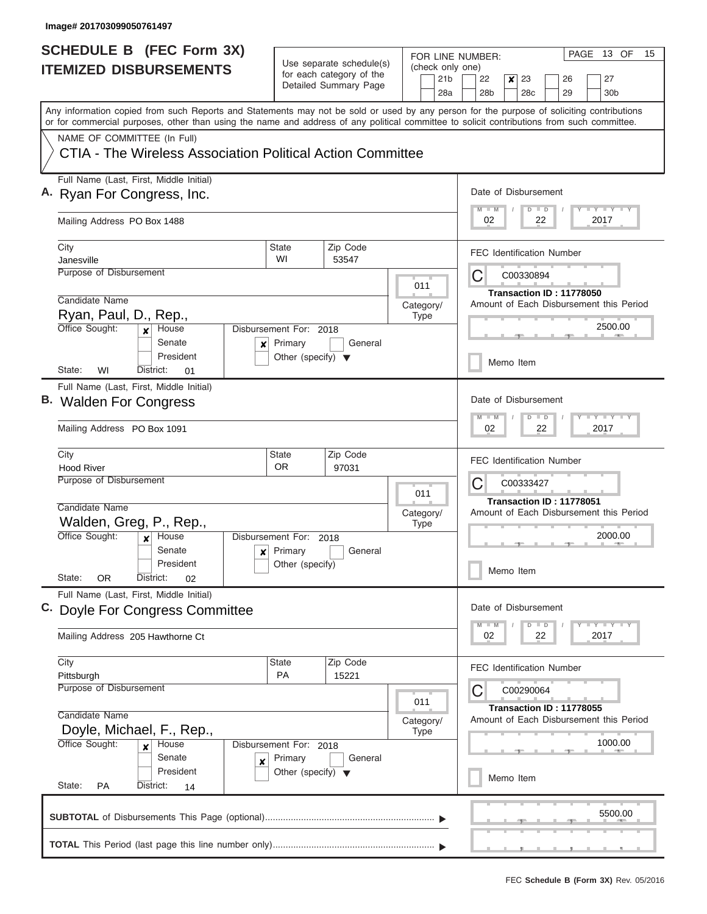Image# 201703099050761497

# SCHEDULE B (FEC Form 3X) ITEMIZED DISBURSEMENTS

Use separate schedule(s) for each category of the Detailed Summary Page

FOR LINE NUMBER: (check only one)

21b | 22 | **X** 23 | 26 | 27 | 28a | 28b | 28c | 29 | 30b

PAGE 13 OF 15

Any information copied from such Reports and Statements may not be sold or used by any person for the purpose of soliciting contributions or for commercial purposes, other than using the name and address of any political committee to solicit contributions from such committee.

NAME OF COMMITTEE (In Full)

CTIA - The Wireless Association Political Action Committee

---

**A.** Full Name (Last, First, Middle Initial): Ryan For Congress, Inc.

Mailing Address: PO Box 1488

City: Janesville | State: WI | Zip Code: 53547

Purpose of Disbursement:

Category/Type: 011

Candidate Name: Ryan, Paul, D., Rep.,

Office Sought: **X** House / Senate / President

State: WI District: 01

Disbursement For: 2018 — **X** Primary / General / Other (specify)

Date of Disbursement: 02 / 22 / 2017

FEC Identification Number: C00330894

Transaction ID : 11778050

Amount of Each Disbursement this Period: 2500.00

Memo Item

---

**B.** Full Name (Last, First, Middle Initial): Walden For Congress

Mailing Address: PO Box 1091

City: Hood River | State: OR | Zip Code: 97031

Purpose of Disbursement:

Category/Type: 011

Candidate Name: Walden, Greg, P., Rep.,

Office Sought: **X** House / Senate / President

State: OR District: 02

Disbursement For: 2018 — **X** Primary / General / Other (specify)

Date of Disbursement: 02 / 22 / 2017

FEC Identification Number: C00333427

Transaction ID : 11778051

Amount of Each Disbursement this Period: 2000.00

Memo Item

---

**C.** Full Name (Last, First, Middle Initial): Doyle For Congress Committee

Mailing Address: 205 Hawthorne Ct

City: Pittsburgh | State: PA | Zip Code: 15221

Purpose of Disbursement:

Category/Type: 011

Candidate Name: Doyle, Michael, F., Rep.,

Office Sought: **X** House / Senate / President

State: PA District: 14

Disbursement For: 2018 — **X** Primary / General / Other (specify)

Date of Disbursement: 02 / 22 / 2017

FEC Identification Number: C00290064

Transaction ID : 11778055

Amount of Each Disbursement this Period: 1000.00

Memo Item

---

**SUBTOTAL** of Disbursements This Page (optional): 5500.00

**TOTAL** This Period (last page this line number only):

FEC **Schedule B (Form 3X)** Rev. 05/2016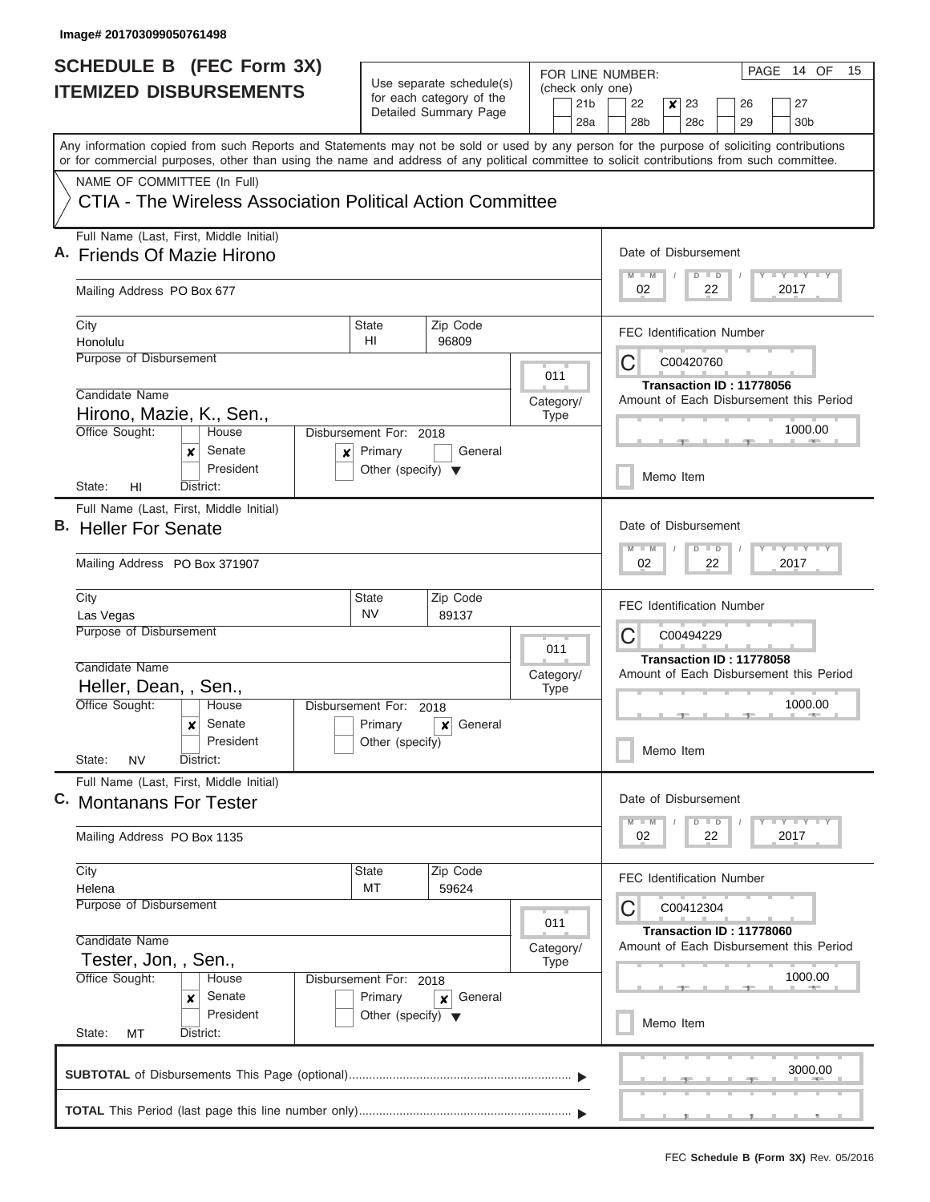Image# 201703099050761498

# SCHEDULE B (FEC Form 3X)
## ITEMIZED DISBURSEMENTS

Use separate schedule(s) for each category of the Detailed Summary Page

FOR LINE NUMBER: (check only one)

21b | 22 | ✘ 23 | 26 | 27
28a | 28b | 28c | 29 | 30b

PAGE 14 OF 15

Any information copied from such Reports and Statements may not be sold or used by any person for the purpose of soliciting contributions or for commercial purposes, other than using the name and address of any political committee to solicit contributions from such committee.

NAME OF COMMITTEE (In Full)

**CTIA - The Wireless Association Political Action Committee**

---

**A.** Full Name (Last, First, Middle Initial): **Friends Of Mazie Hirono**

Mailing Address: PO Box 677

City: Honolulu | State: HI | Zip Code: 96809

Purpose of Disbursement:

Category/Type: 011

Candidate Name: Hirono, Mazie, K., Sen.,

Office Sought: ✘ Senate

Disbursement For: 2018 ✘ Primary

State: HI | District:

Date of Disbursement: 02 / 22 / 2017

FEC Identification Number: C00420760

Transaction ID : 11778056

Amount of Each Disbursement this Period: 1000.00

Memo Item

---

**B.** Full Name (Last, First, Middle Initial): **Heller For Senate**

Mailing Address: PO Box 371907

City: Las Vegas | State: NV | Zip Code: 89137

Purpose of Disbursement:

Category/Type: 011

Candidate Name: Heller, Dean, , Sen.,

Office Sought: ✘ Senate

Disbursement For: 2018 ✘ General

State: NV | District:

Date of Disbursement: 02 / 22 / 2017

FEC Identification Number: C00494229

Transaction ID : 11778058

Amount of Each Disbursement this Period: 1000.00

Memo Item

---

**C.** Full Name (Last, First, Middle Initial): **Montanans For Tester**

Mailing Address: PO Box 1135

City: Helena | State: MT | Zip Code: 59624

Purpose of Disbursement:

Category/Type: 011

Candidate Name: Tester, Jon, , Sen.,

Office Sought: ✘ Senate

Disbursement For: 2018 ✘ General

State: MT | District:

Date of Disbursement: 02 / 22 / 2017

FEC Identification Number: C00412304

Transaction ID : 11778060

Amount of Each Disbursement this Period: 1000.00

Memo Item

---

**SUBTOTAL** of Disbursements This Page (optional): 3000.00

**TOTAL** This Period (last page this line number only):

FEC **Schedule B (Form 3X)** Rev. 05/2016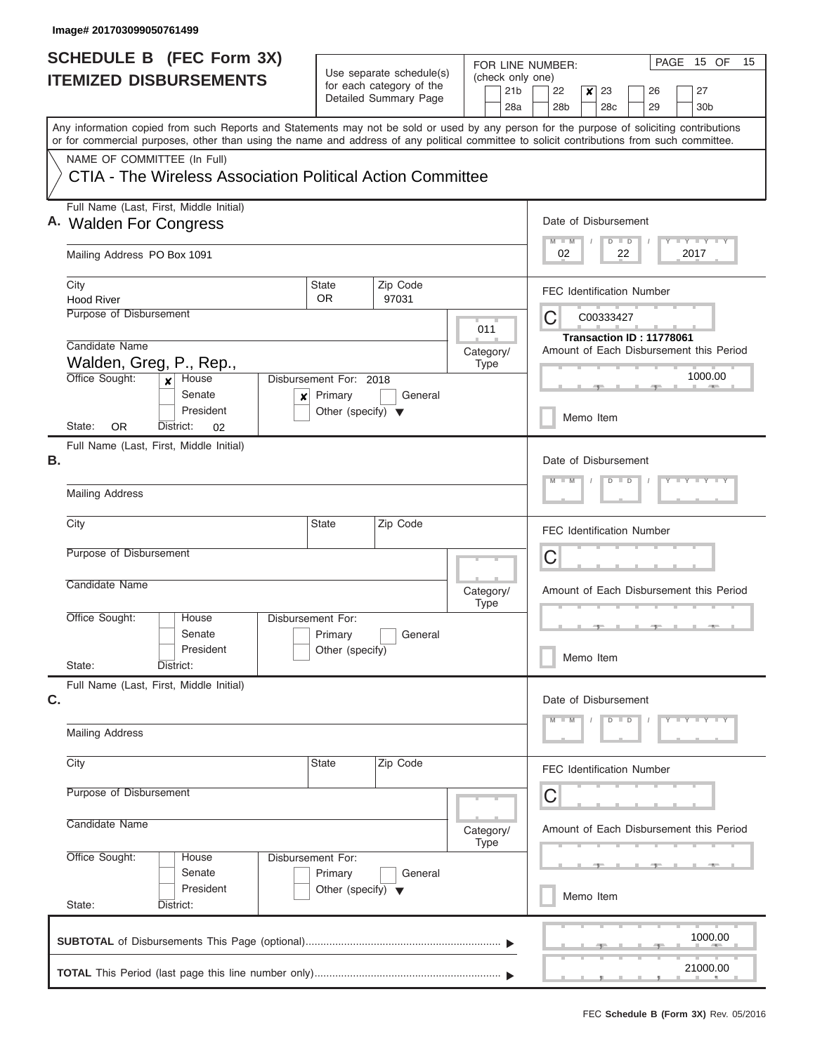Image# 201703099050761499

# SCHEDULE B (FEC Form 3X) ITEMIZED DISBURSEMENTS

Use separate schedule(s) for each category of the Detailed Summary Page

FOR LINE NUMBER: (check only one)

- [ ] 21b
- [ ] 22
- [x] 23
- [ ] 26
- [ ] 27
- [ ] 28a
- [ ] 28b
- [ ] 28c
- [ ] 29
- [ ] 30b

PAGE 15 OF 15

Any information copied from such Reports and Statements may not be sold or used by any person for the purpose of soliciting contributions or for commercial purposes, other than using the name and address of any political committee to solicit contributions from such committee.

NAME OF COMMITTEE (In Full)

CTIA - The Wireless Association Political Action Committee

## A.

Full Name (Last, First, Middle Initial): Walden For Congress

Mailing Address: PO Box 1091

City: Hood River | State: OR | Zip Code: 97031

Purpose of Disbursement:

Category/Type: 011

Candidate Name: Walden, Greg, P., Rep.,

Office Sought: [x] House [ ] Senate [ ] President

State: OR District: 02

Disbursement For: 2018 [x] Primary [ ] General [ ] Other (specify)

Date of Disbursement: 02 / 22 / 2017

FEC Identification Number: C00333427

Transaction ID : 11778061

Amount of Each Disbursement this Period: 1000.00

[ ] Memo Item

## B.

Full Name (Last, First, Middle Initial):

Mailing Address

City | State | Zip Code

Purpose of Disbursement

Category/Type

Candidate Name

Office Sought: [ ] House [ ] Senate [ ] President

State: District:

Disbursement For: [ ] Primary [ ] General [ ] Other (specify)

Date of Disbursement: M M / D D / Y Y Y Y

FEC Identification Number: C

Amount of Each Disbursement this Period

[ ] Memo Item

## C.

Full Name (Last, First, Middle Initial):

Mailing Address

City | State | Zip Code

Purpose of Disbursement

Category/Type

Candidate Name

Office Sought: [ ] House [ ] Senate [ ] President

State: District:

Disbursement For: [ ] Primary [ ] General [ ] Other (specify)

Date of Disbursement: M M / D D / Y Y Y Y

FEC Identification Number: C

Amount of Each Disbursement this Period

[ ] Memo Item

**SUBTOTAL** of Disbursements This Page (optional) ▶ 1000.00

**TOTAL** This Period (last page this line number only) ▶ 21000.00

FEC **Schedule B (Form 3X)** Rev. 05/2016